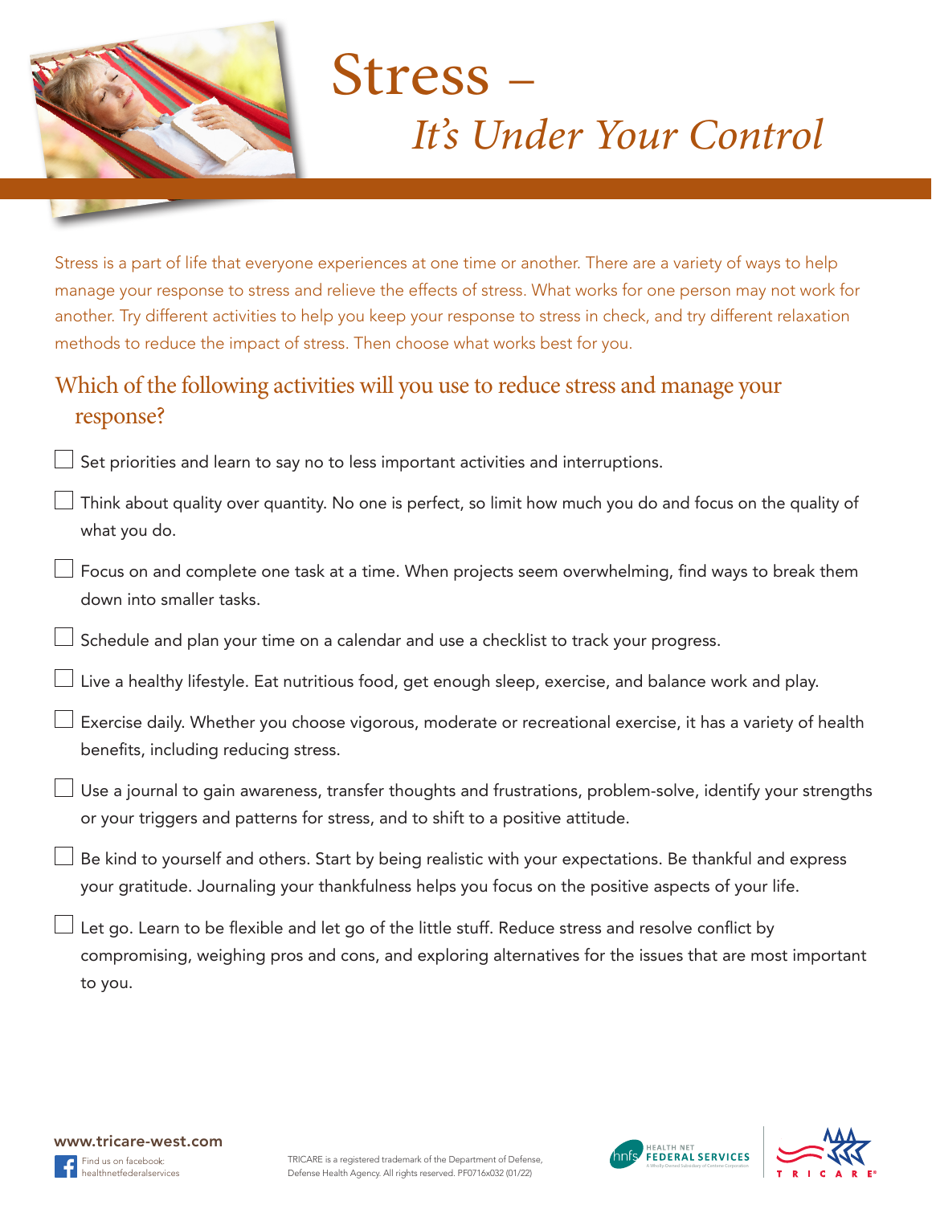# Stress – *It's Under Your Control*

Stress is a part of life that everyone experiences at one time or another. There are a variety of ways to help manage your response to stress and relieve the effects of stress. What works for one person may not work for another. Try different activities to help you keep your response to stress in check, and try different relaxation methods to reduce the impact of stress. Then choose what works best for you.

## Which of the following activities will you use to reduce stress and manage your response?

- [ ] Set priorities and learn to say no to less important activities and interruptions.
- [ ] Think about quality over quantity. No one is perfect, so limit how much you do and focus on the quality of what you do.
- [ ] Focus on and complete one task at a time. When projects seem overwhelming, find ways to break them down into smaller tasks.
- [ ] Schedule and plan your time on a calendar and use a checklist to track your progress.
- [ ] Live a healthy lifestyle. Eat nutritious food, get enough sleep, exercise, and balance work and play.
- [ ] Exercise daily. Whether you choose vigorous, moderate or recreational exercise, it has a variety of health benefits, including reducing stress.
- [ ] Use a journal to gain awareness, transfer thoughts and frustrations, problem-solve, identify your strengths or your triggers and patterns for stress, and to shift to a positive attitude.
- [ ] Be kind to yourself and others. Start by being realistic with your expectations. Be thankful and express your gratitude. Journaling your thankfulness helps you focus on the positive aspects of your life.
- [ ] Let go. Learn to be flexible and let go of the little stuff. Reduce stress and resolve conflict by compromising, weighing pros and cons, and exploring alternatives for the issues that are most important to you.

**www.tricare-west.com**

Find us on facebook: healthnetfederalservices

TRICARE is a registered trademark of the Department of Defense, Defense Health Agency. All rights reserved. PF0716x032 (01/22)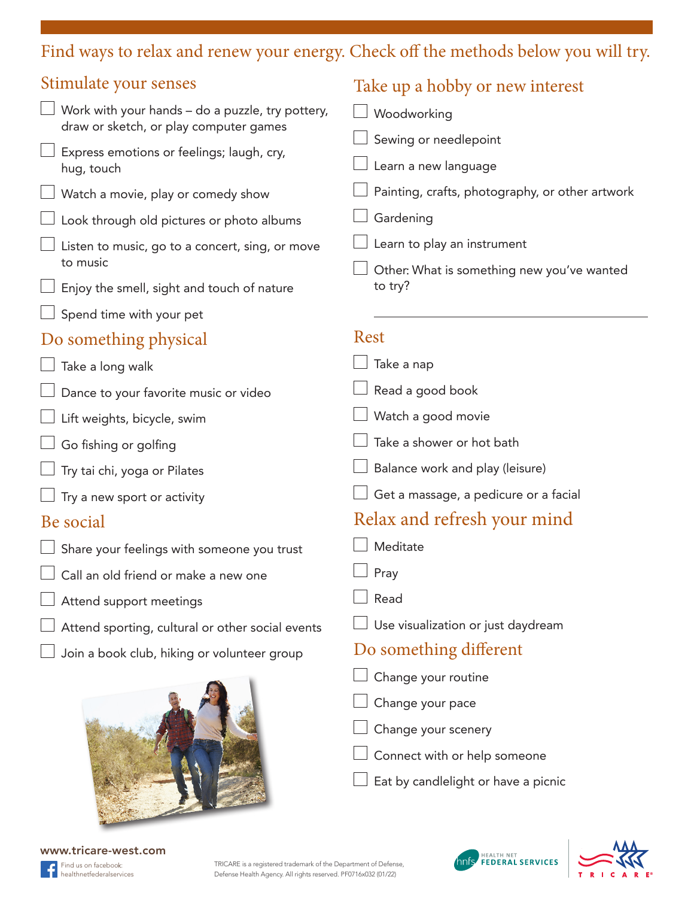# Find ways to relax and renew your energy. Check off the methods below you will try.

## Stimulate your senses

- [ ] Work with your hands – do a puzzle, try pottery, draw or sketch, or play computer games
- [ ] Express emotions or feelings; laugh, cry, hug, touch
- [ ] Watch a movie, play or comedy show
- [ ] Look through old pictures or photo albums
- [ ] Listen to music, go to a concert, sing, or move to music
- [ ] Enjoy the smell, sight and touch of nature
- [ ] Spend time with your pet

## Do something physical

- [ ] Take a long walk
- [ ] Dance to your favorite music or video
- [ ] Lift weights, bicycle, swim
- [ ] Go fishing or golfing
- [ ] Try tai chi, yoga or Pilates
- [ ] Try a new sport or activity

## Be social

- [ ] Share your feelings with someone you trust
- [ ] Call an old friend or make a new one
- [ ] Attend support meetings
- [ ] Attend sporting, cultural or other social events
- [ ] Join a book club, hiking or volunteer group

## Take up a hobby or new interest

- [ ] Woodworking
- [ ] Sewing or needlepoint
- [ ] Learn a new language
- [ ] Painting, crafts, photography, or other artwork
- [ ] Gardening
- [ ] Learn to play an instrument
- [ ] Other: What is something new you've wanted to try?

______________________________________________

## Rest

- [ ] Take a nap
- [ ] Read a good book
- [ ] Watch a good movie
- [ ] Take a shower or hot bath
- [ ] Balance work and play (leisure)
- [ ] Get a massage, a pedicure or a facial

## Relax and refresh your mind

- [ ] Meditate
- [ ] Pray
- [ ] Read
- [ ] Use visualization or just daydream

## Do something different

- [ ] Change your routine
- [ ] Change your pace
- [ ] Change your scenery
- [ ] Connect with or help someone
- [ ] Eat by candlelight or have a picnic

**www.tricare-west.com**

Find us on facebook: healthnetfederalservices

TRICARE is a registered trademark of the Department of Defense, Defense Health Agency. All rights reserved. PF0716x032 (01/22)